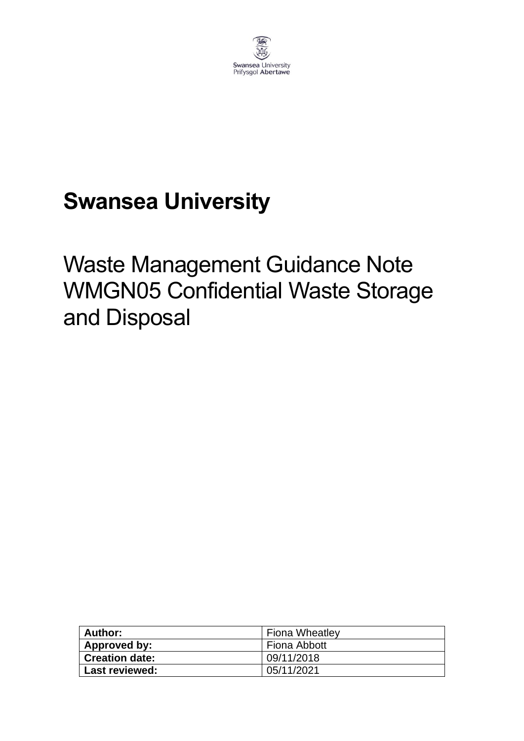Swansea University
Prifysgol Abertawe

# Swansea University

# Waste Management Guidance Note WMGN05 Confidential Waste Storage and Disposal

| **Author:** | Fiona Wheatley |
| --- | --- |
| **Approved by:** | Fiona Abbott |
| **Creation date:** | 09/11/2018 |
| **Last reviewed:** | 05/11/2021 |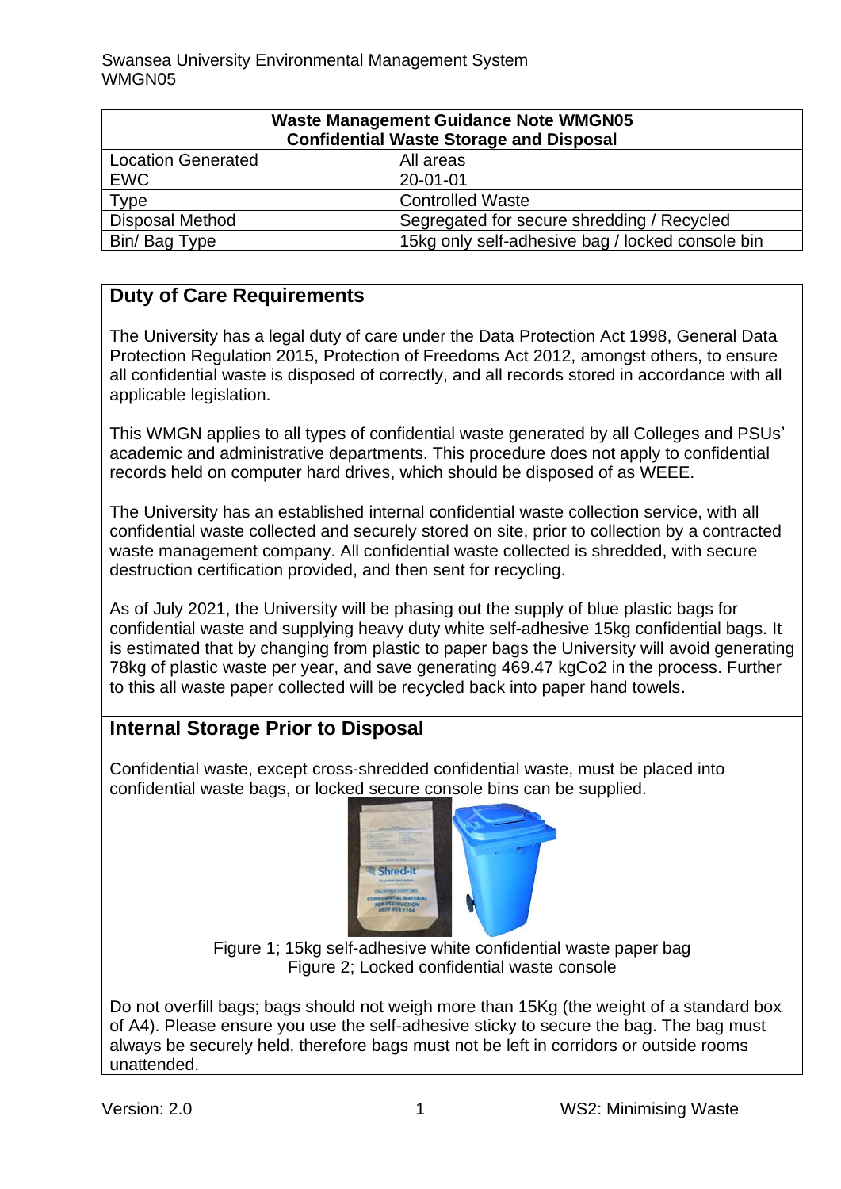| Waste Management Guidance Note WMGN05 Confidential Waste Storage and Disposal | |
|---|---|
| Location Generated | All areas |
| EWC | 20-01-01 |
| Type | Controlled Waste |
| Disposal Method | Segregated for secure shredding / Recycled |
| Bin/ Bag Type | 15kg only self-adhesive bag / locked console bin |

## Duty of Care Requirements

The University has a legal duty of care under the Data Protection Act 1998, General Data Protection Regulation 2015, Protection of Freedoms Act 2012, amongst others, to ensure all confidential waste is disposed of correctly, and all records stored in accordance with all applicable legislation.

This WMGN applies to all types of confidential waste generated by all Colleges and PSUs' academic and administrative departments. This procedure does not apply to confidential records held on computer hard drives, which should be disposed of as WEEE.

The University has an established internal confidential waste collection service, with all confidential waste collected and securely stored on site, prior to collection by a contracted waste management company. All confidential waste collected is shredded, with secure destruction certification provided, and then sent for recycling.

As of July 2021, the University will be phasing out the supply of blue plastic bags for confidential waste and supplying heavy duty white self-adhesive 15kg confidential bags. It is estimated that by changing from plastic to paper bags the University will avoid generating 78kg of plastic waste per year, and save generating 469.47 kgCo2 in the process. Further to this all waste paper collected will be recycled back into paper hand towels.

## Internal Storage Prior to Disposal

Confidential waste, except cross-shredded confidential waste, must be placed into confidential waste bags, or locked secure console bins can be supplied.

Figure 1; 15kg self-adhesive white confidential waste paper bag
Figure 2; Locked confidential waste console

Do not overfill bags; bags should not weigh more than 15Kg (the weight of a standard box of A4). Please ensure you use the self-adhesive sticky to secure the bag. The bag must always be securely held, therefore bags must not be left in corridors or outside rooms unattended.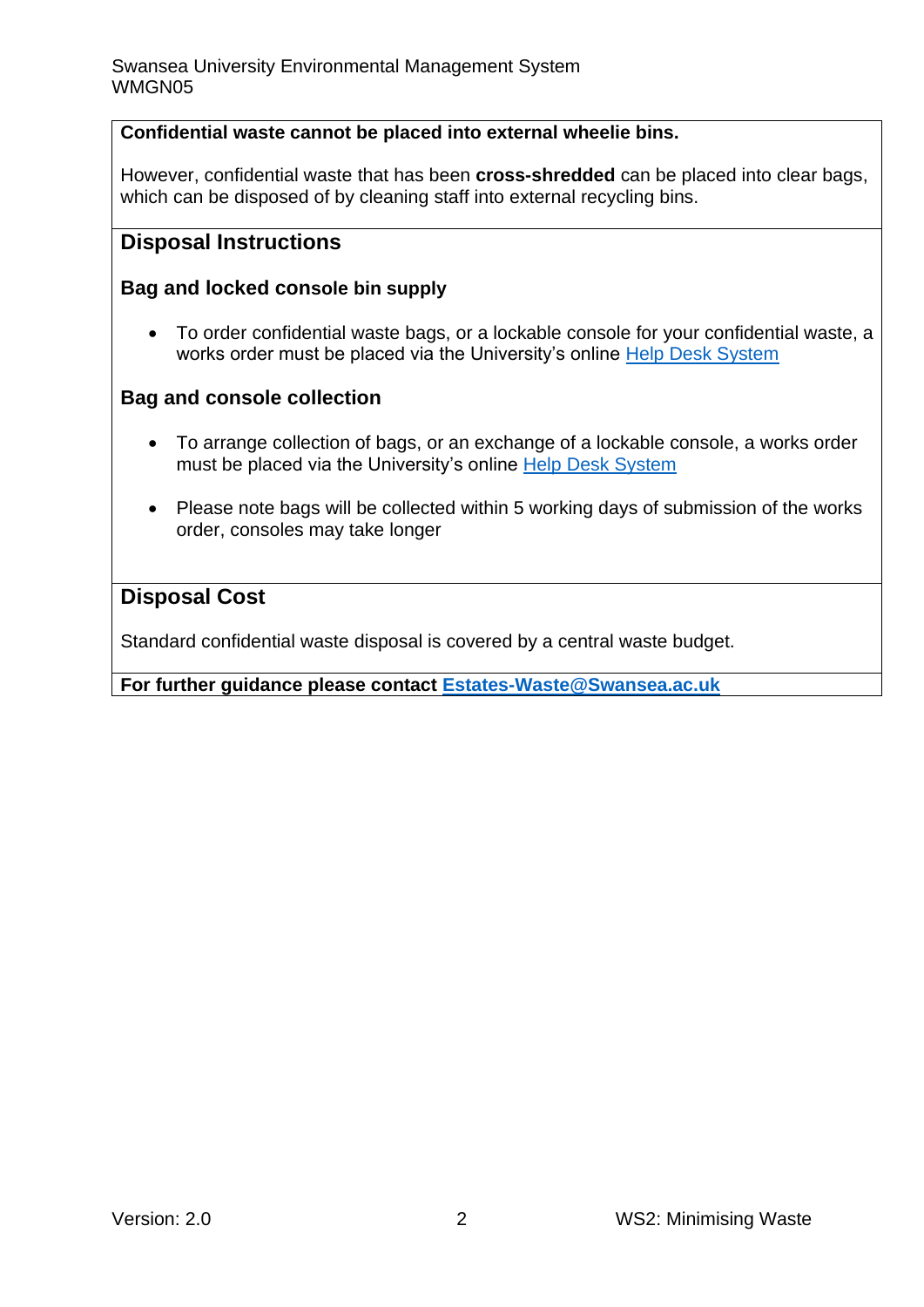**Confidential waste cannot be placed into external wheelie bins.**

However, confidential waste that has been **cross-shredded** can be placed into clear bags, which can be disposed of by cleaning staff into external recycling bins.

## Disposal Instructions

### Bag and locked console bin supply

- To order confidential waste bags, or a lockable console for your confidential waste, a works order must be placed via the University's online Help Desk System

### Bag and console collection

- To arrange collection of bags, or an exchange of a lockable console, a works order must be placed via the University's online Help Desk System
- Please note bags will be collected within 5 working days of submission of the works order, consoles may take longer

## Disposal Cost

Standard confidential waste disposal is covered by a central waste budget.

**For further guidance please contact Estates-Waste@Swansea.ac.uk**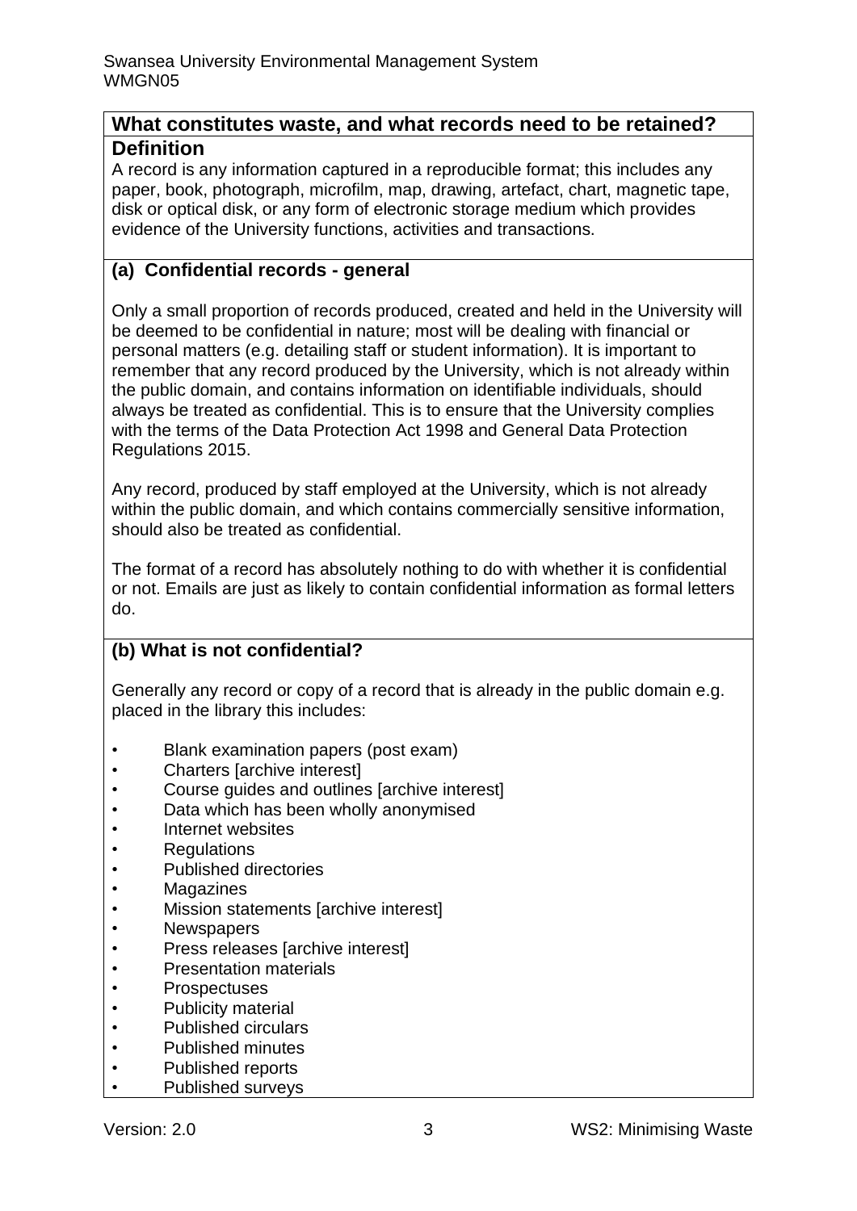## What constitutes waste, and what records need to be retained?

### Definition

A record is any information captured in a reproducible format; this includes any paper, book, photograph, microfilm, map, drawing, artefact, chart, magnetic tape, disk or optical disk, or any form of electronic storage medium which provides evidence of the University functions, activities and transactions.

### (a) Confidential records - general

Only a small proportion of records produced, created and held in the University will be deemed to be confidential in nature; most will be dealing with financial or personal matters (e.g. detailing staff or student information). It is important to remember that any record produced by the University, which is not already within the public domain, and contains information on identifiable individuals, should always be treated as confidential. This is to ensure that the University complies with the terms of the Data Protection Act 1998 and General Data Protection Regulations 2015.

Any record, produced by staff employed at the University, which is not already within the public domain, and which contains commercially sensitive information, should also be treated as confidential.

The format of a record has absolutely nothing to do with whether it is confidential or not. Emails are just as likely to contain confidential information as formal letters do.

### (b) What is not confidential?

Generally any record or copy of a record that is already in the public domain e.g. placed in the library this includes:

- Blank examination papers (post exam)
- Charters [archive interest]
- Course guides and outlines [archive interest]
- Data which has been wholly anonymised
- Internet websites
- Regulations
- Published directories
- Magazines
- Mission statements [archive interest]
- Newspapers
- Press releases [archive interest]
- Presentation materials
- Prospectuses
- Publicity material
- Published circulars
- Published minutes
- Published reports
- Published surveys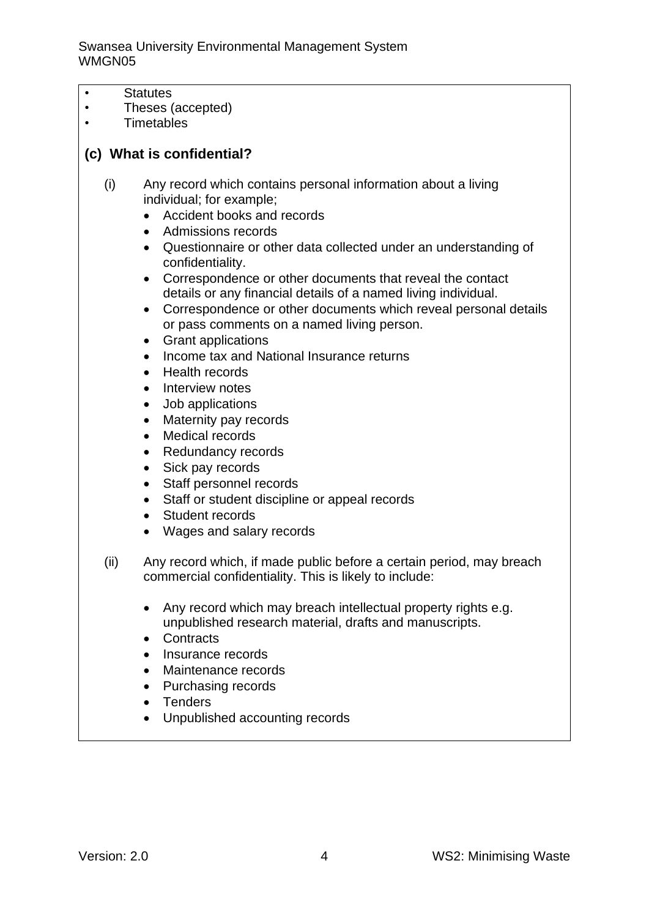- Statutes
- Theses (accepted)
- Timetables

### (c) What is confidential?

(i) Any record which contains personal information about a living individual; for example;

- Accident books and records
- Admissions records
- Questionnaire or other data collected under an understanding of confidentiality.
- Correspondence or other documents that reveal the contact details or any financial details of a named living individual.
- Correspondence or other documents which reveal personal details or pass comments on a named living person.
- Grant applications
- Income tax and National Insurance returns
- Health records
- Interview notes
- Job applications
- Maternity pay records
- Medical records
- Redundancy records
- Sick pay records
- Staff personnel records
- Staff or student discipline or appeal records
- Student records
- Wages and salary records

(ii) Any record which, if made public before a certain period, may breach commercial confidentiality. This is likely to include:

- Any record which may breach intellectual property rights e.g. unpublished research material, drafts and manuscripts.
- Contracts
- Insurance records
- Maintenance records
- Purchasing records
- Tenders
- Unpublished accounting records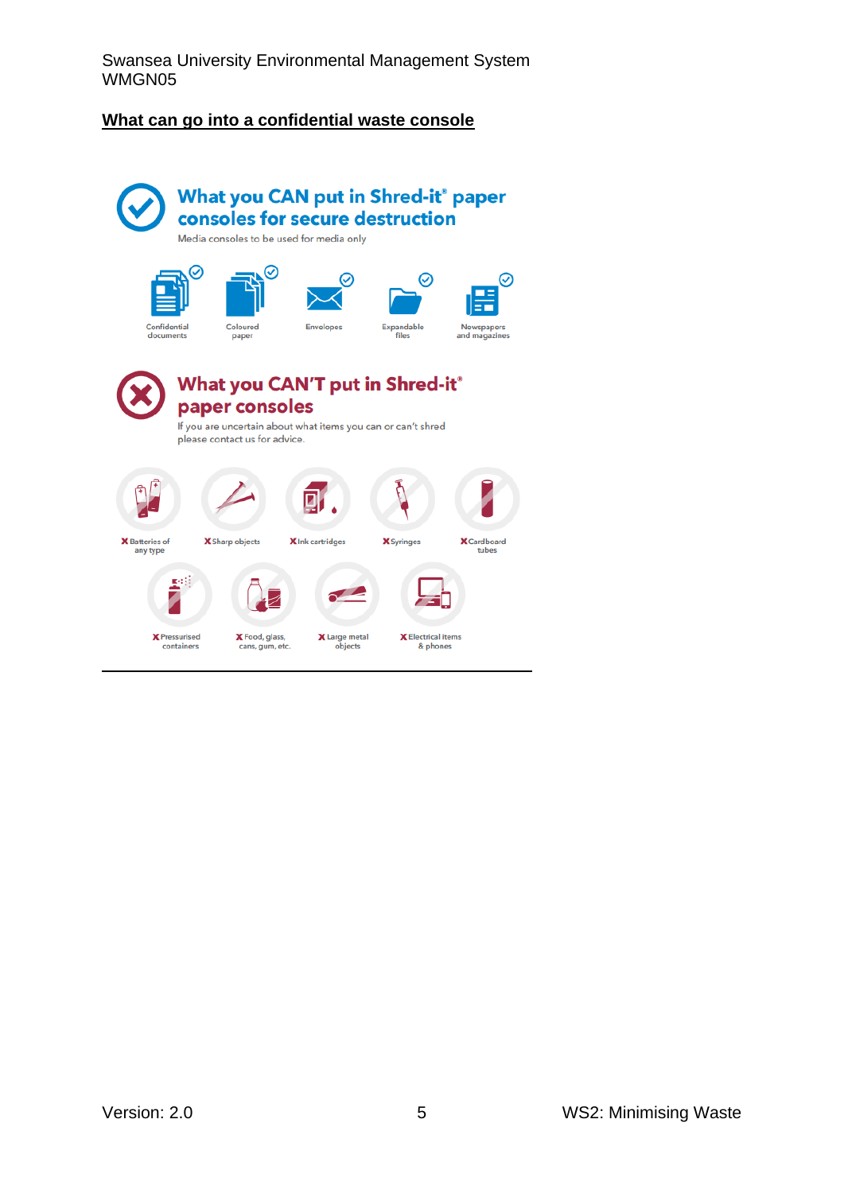## What can go into a confidential waste console

### What you CAN put in Shred-it® paper consoles for secure destruction

Media consoles to be used for media only

- Confidential documents
- Coloured paper
- Envelopes
- Expandable files
- Newspapers and magazines

### What you CAN'T put in Shred-it® paper consoles

If you are uncertain about what items you can or can't shred please contact us for advice.

- ✗ Batteries of any type
- ✗ Sharp objects
- ✗ Ink cartridges
- ✗ Syringes
- ✗ Cardboard tubes
- ✗ Pressurised containers
- ✗ Food, glass, cans, gum, etc.
- ✗ Large metal objects
- ✗ Electrical items & phones